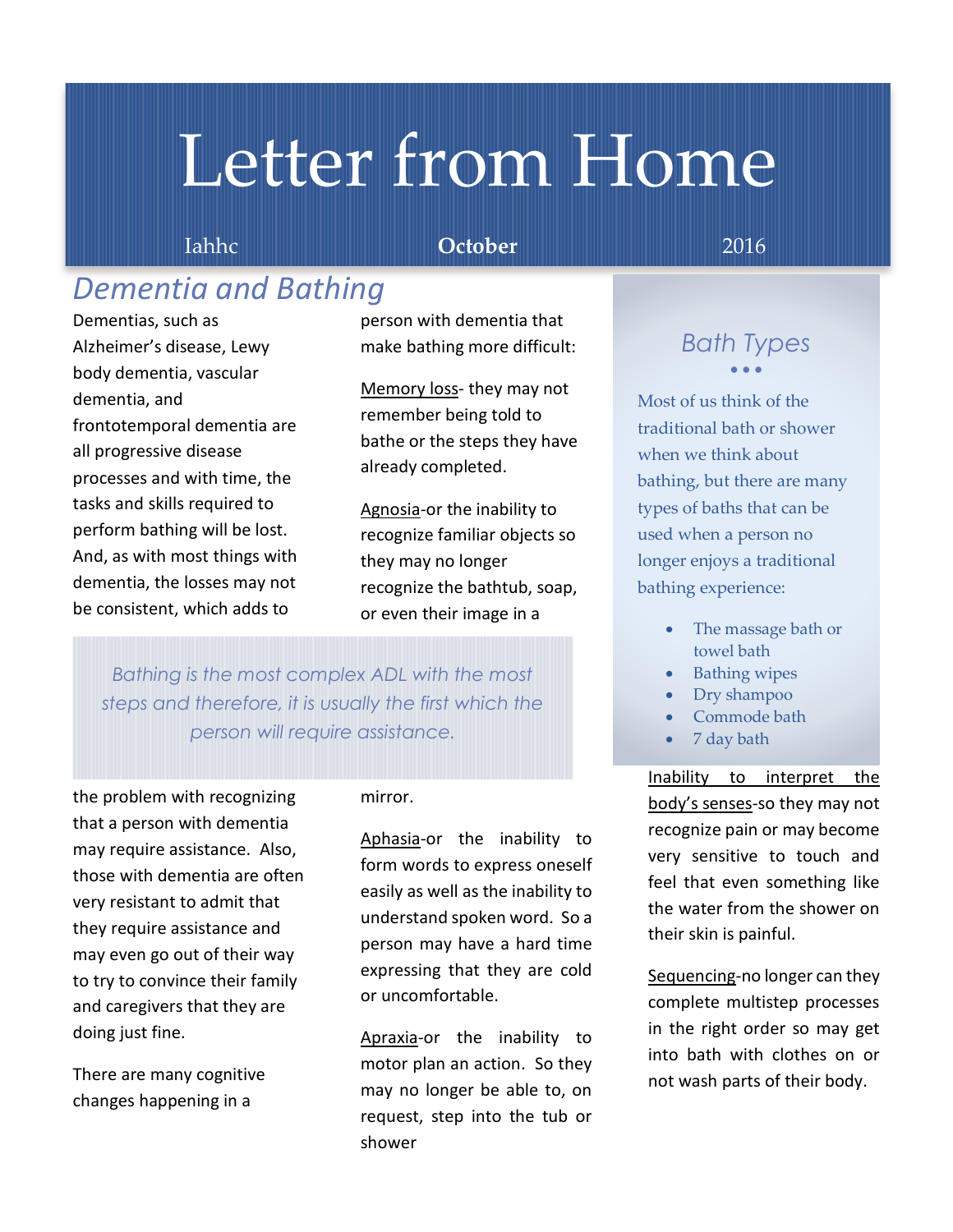# Letter from Home

Iahhc **October** 2016

## *Dementia and Bathing*

Dementias, such as Alzheimer's disease, Lewy body dementia, vascular dementia, and frontotemporal dementia are all progressive disease processes and with time, the tasks and skills required to perform bathing will be lost. And, as with most things with dementia, the losses may not be consistent, which adds to the problem with recognizing that a person with dementia may require assistance. Also, those with dementia are often very resistant to admit that they require assistance and may even go out of their way to try to convince their family and caregivers that they are doing just fine.

> *Bathing is the most complex ADL with the most steps and therefore, it is usually the first which the person will require assistance.*

There are many cognitive changes happening in a person with dementia that make bathing more difficult:

Memory loss- they may not remember being told to bathe or the steps they have already completed.

Agnosia-or the inability to recognize familiar objects so they may no longer recognize the bathtub, soap, or even their image in a mirror.

Aphasia-or the inability to form words to express oneself easily as well as the inability to understand spoken word. So a person may have a hard time expressing that they are cold or uncomfortable.

Apraxia-or the inability to motor plan an action. So they may no longer be able to, on request, step into the tub or shower

Inability to interpret the body's senses-so they may not recognize pain or may become very sensitive to touch and feel that even something like the water from the shower on their skin is painful.

Sequencing-no longer can they complete multistep processes in the right order so may get into bath with clothes on or not wash parts of their body.

### *Bath Types*

Most of us think of the traditional bath or shower when we think about bathing, but there are many types of baths that can be used when a person no longer enjoys a traditional bathing experience:

- The massage bath or towel bath
- Bathing wipes
- Dry shampoo
- Commode bath
- 7 day bath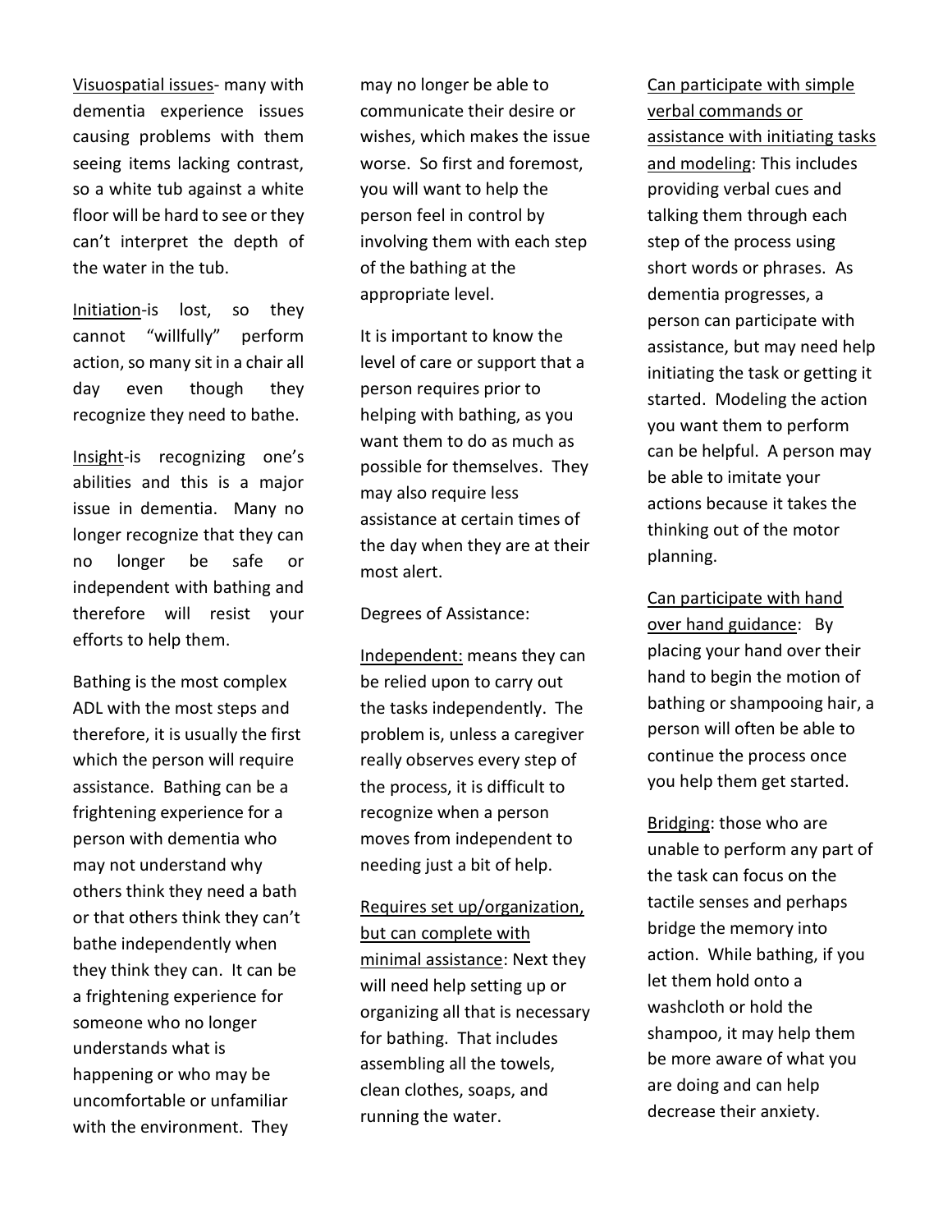Visuospatial issues- many with dementia experience issues causing problems with them seeing items lacking contrast, so a white tub against a white floor will be hard to see or they can't interpret the depth of the water in the tub.

Initiation-is lost, so they cannot "willfully" perform action, so many sit in a chair all day even though they recognize they need to bathe.

Insight-is recognizing one's abilities and this is a major issue in dementia. Many no longer recognize that they can no longer be safe or independent with bathing and therefore will resist your efforts to help them.

Bathing is the most complex ADL with the most steps and therefore, it is usually the first which the person will require assistance. Bathing can be a frightening experience for a person with dementia who may not understand why others think they need a bath or that others think they can't bathe independently when they think they can. It can be a frightening experience for someone who no longer understands what is happening or who may be uncomfortable or unfamiliar with the environment. They may no longer be able to communicate their desire or wishes, which makes the issue worse. So first and foremost, you will want to help the person feel in control by involving them with each step of the bathing at the appropriate level.

It is important to know the level of care or support that a person requires prior to helping with bathing, as you want them to do as much as possible for themselves. They may also require less assistance at certain times of the day when they are at their most alert.

Degrees of Assistance:

Independent: means they can be relied upon to carry out the tasks independently. The problem is, unless a caregiver really observes every step of the process, it is difficult to recognize when a person moves from independent to needing just a bit of help.

Requires set up/organization, but can complete with minimal assistance: Next they will need help setting up or organizing all that is necessary for bathing. That includes assembling all the towels, clean clothes, soaps, and running the water.

Can participate with simple verbal commands or assistance with initiating tasks and modeling: This includes providing verbal cues and talking them through each step of the process using short words or phrases. As dementia progresses, a person can participate with assistance, but may need help initiating the task or getting it started. Modeling the action you want them to perform can be helpful. A person may be able to imitate your actions because it takes the thinking out of the motor planning.

Can participate with hand over hand guidance: By placing your hand over their hand to begin the motion of bathing or shampooing hair, a person will often be able to continue the process once you help them get started.

Bridging: those who are unable to perform any part of the task can focus on the tactile senses and perhaps bridge the memory into action. While bathing, if you let them hold onto a washcloth or hold the shampoo, it may help them be more aware of what you are doing and can help decrease their anxiety.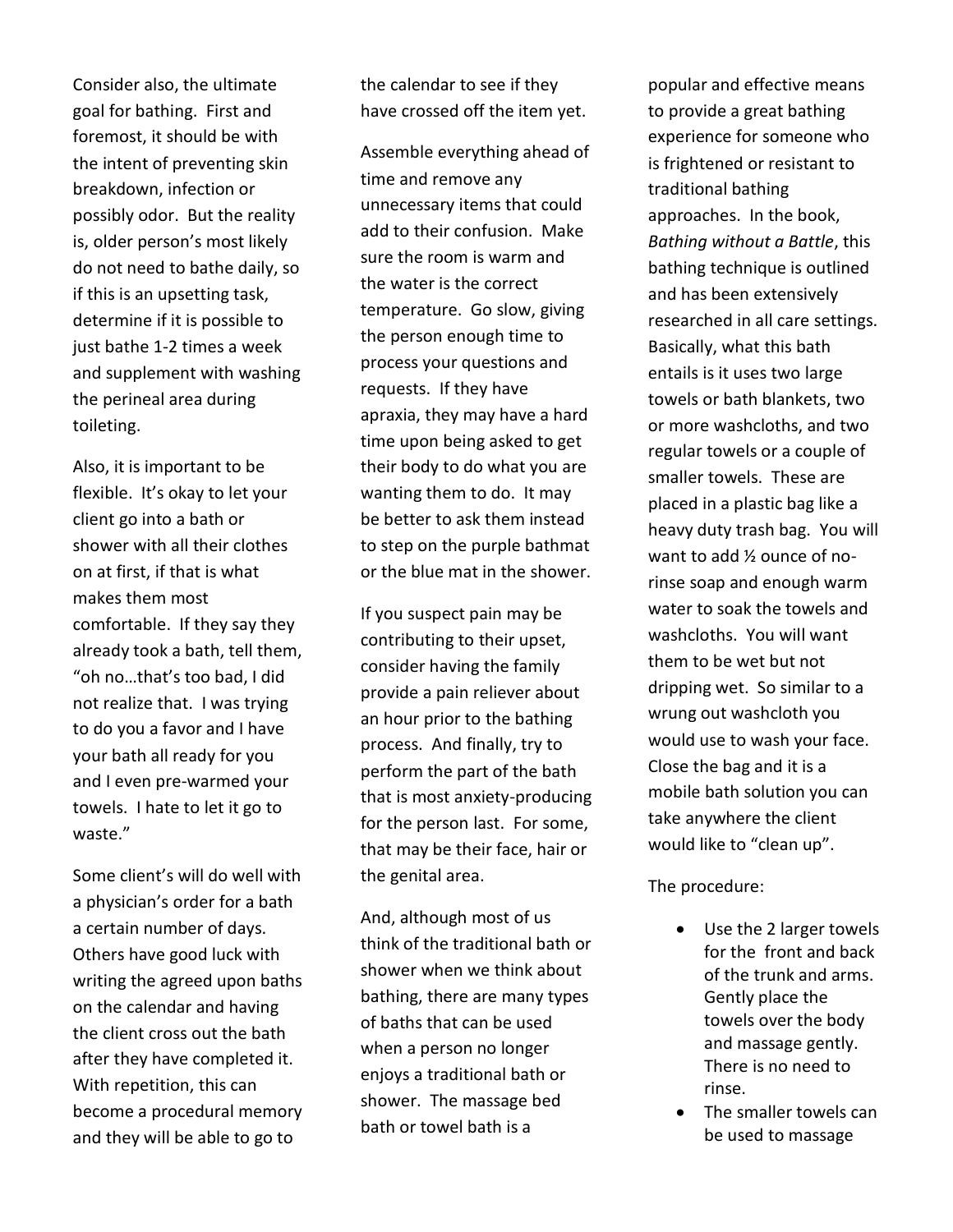Consider also, the ultimate goal for bathing. First and foremost, it should be with the intent of preventing skin breakdown, infection or possibly odor. But the reality is, older person's most likely do not need to bathe daily, so if this is an upsetting task, determine if it is possible to just bathe 1-2 times a week and supplement with washing the perineal area during toileting.

Also, it is important to be flexible. It's okay to let your client go into a bath or shower with all their clothes on at first, if that is what makes them most comfortable. If they say they already took a bath, tell them, "oh no…that's too bad, I did not realize that. I was trying to do you a favor and I have your bath all ready for you and I even pre-warmed your towels. I hate to let it go to waste."

Some client's will do well with a physician's order for a bath a certain number of days. Others have good luck with writing the agreed upon baths on the calendar and having the client cross out the bath after they have completed it. With repetition, this can become a procedural memory and they will be able to go to the calendar to see if they have crossed off the item yet.

Assemble everything ahead of time and remove any unnecessary items that could add to their confusion. Make sure the room is warm and the water is the correct temperature. Go slow, giving the person enough time to process your questions and requests. If they have apraxia, they may have a hard time upon being asked to get their body to do what you are wanting them to do. It may be better to ask them instead to step on the purple bathmat or the blue mat in the shower.

If you suspect pain may be contributing to their upset, consider having the family provide a pain reliever about an hour prior to the bathing process. And finally, try to perform the part of the bath that is most anxiety-producing for the person last. For some, that may be their face, hair or the genital area.

And, although most of us think of the traditional bath or shower when we think about bathing, there are many types of baths that can be used when a person no longer enjoys a traditional bath or shower. The massage bed bath or towel bath is a popular and effective means to provide a great bathing experience for someone who is frightened or resistant to traditional bathing approaches. In the book, *Bathing without a Battle*, this bathing technique is outlined and has been extensively researched in all care settings. Basically, what this bath entails is it uses two large towels or bath blankets, two or more washcloths, and two regular towels or a couple of smaller towels. These are placed in a plastic bag like a heavy duty trash bag. You will want to add ½ ounce of no-rinse soap and enough warm water to soak the towels and washcloths. You will want them to be wet but not dripping wet. So similar to a wrung out washcloth you would use to wash your face. Close the bag and it is a mobile bath solution you can take anywhere the client would like to "clean up".

The procedure:

- Use the 2 larger towels for the front and back of the trunk and arms. Gently place the towels over the body and massage gently. There is no need to rinse.
- The smaller towels can be used to massage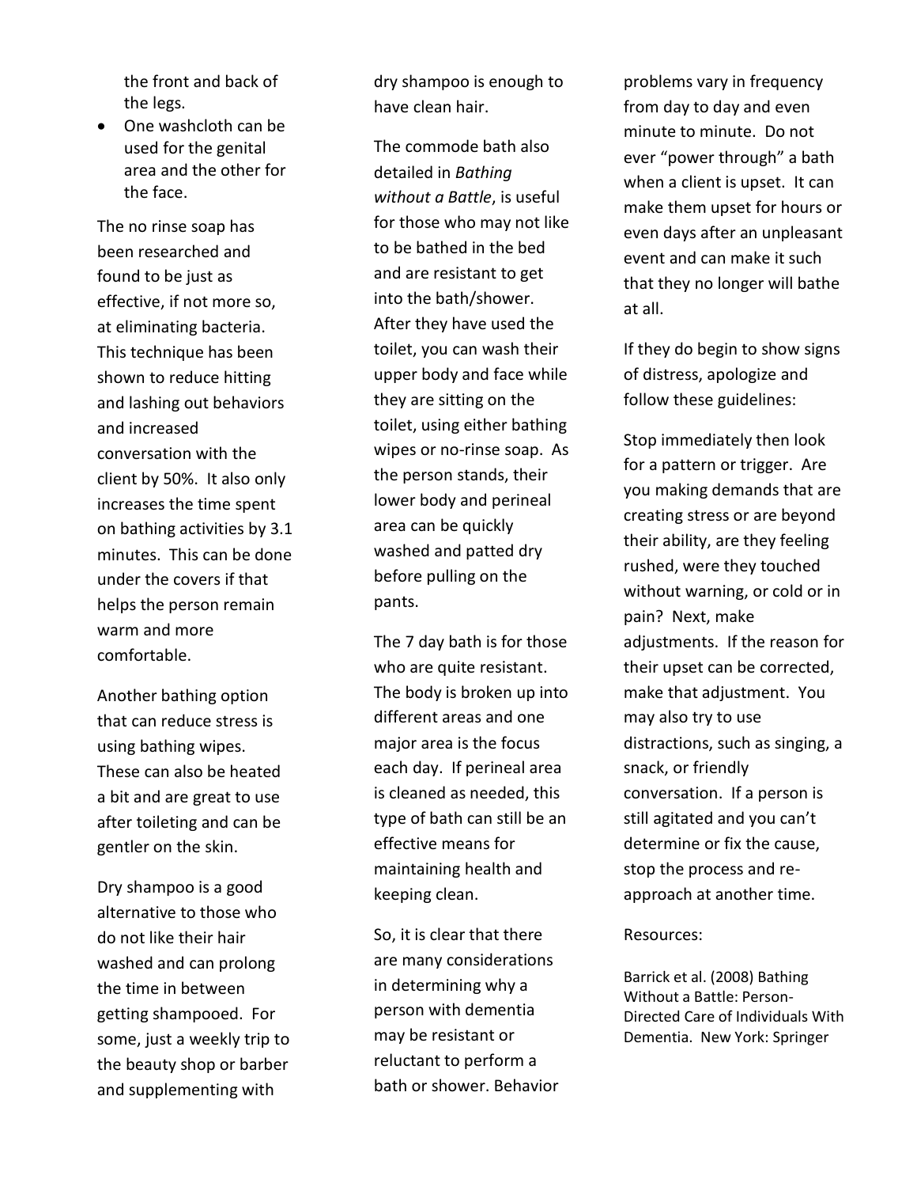the front and back of the legs.
- One washcloth can be used for the genital area and the other for the face.

The no rinse soap has been researched and found to be just as effective, if not more so, at eliminating bacteria. This technique has been shown to reduce hitting and lashing out behaviors and increased conversation with the client by 50%. It also only increases the time spent on bathing activities by 3.1 minutes. This can be done under the covers if that helps the person remain warm and more comfortable.

Another bathing option that can reduce stress is using bathing wipes. These can also be heated a bit and are great to use after toileting and can be gentler on the skin.

Dry shampoo is a good alternative to those who do not like their hair washed and can prolong the time in between getting shampooed. For some, just a weekly trip to the beauty shop or barber and supplementing with dry shampoo is enough to have clean hair.

The commode bath also detailed in *Bathing without a Battle*, is useful for those who may not like to be bathed in the bed and are resistant to get into the bath/shower. After they have used the toilet, you can wash their upper body and face while they are sitting on the toilet, using either bathing wipes or no-rinse soap. As the person stands, their lower body and perineal area can be quickly washed and patted dry before pulling on the pants.

The 7 day bath is for those who are quite resistant. The body is broken up into different areas and one major area is the focus each day. If perineal area is cleaned as needed, this type of bath can still be an effective means for maintaining health and keeping clean.

So, it is clear that there are many considerations in determining why a person with dementia may be resistant or reluctant to perform a bath or shower. Behavior problems vary in frequency from day to day and even minute to minute. Do not ever "power through" a bath when a client is upset. It can make them upset for hours or even days after an unpleasant event and can make it such that they no longer will bathe at all.

If they do begin to show signs of distress, apologize and follow these guidelines:

Stop immediately then look for a pattern or trigger. Are you making demands that are creating stress or are beyond their ability, are they feeling rushed, were they touched without warning, or cold or in pain? Next, make adjustments. If the reason for their upset can be corrected, make that adjustment. You may also try to use distractions, such as singing, a snack, or friendly conversation. If a person is still agitated and you can't determine or fix the cause, stop the process and re-approach at another time.

Resources:

Barrick et al. (2008) Bathing Without a Battle: Person-Directed Care of Individuals With Dementia. New York: Springer